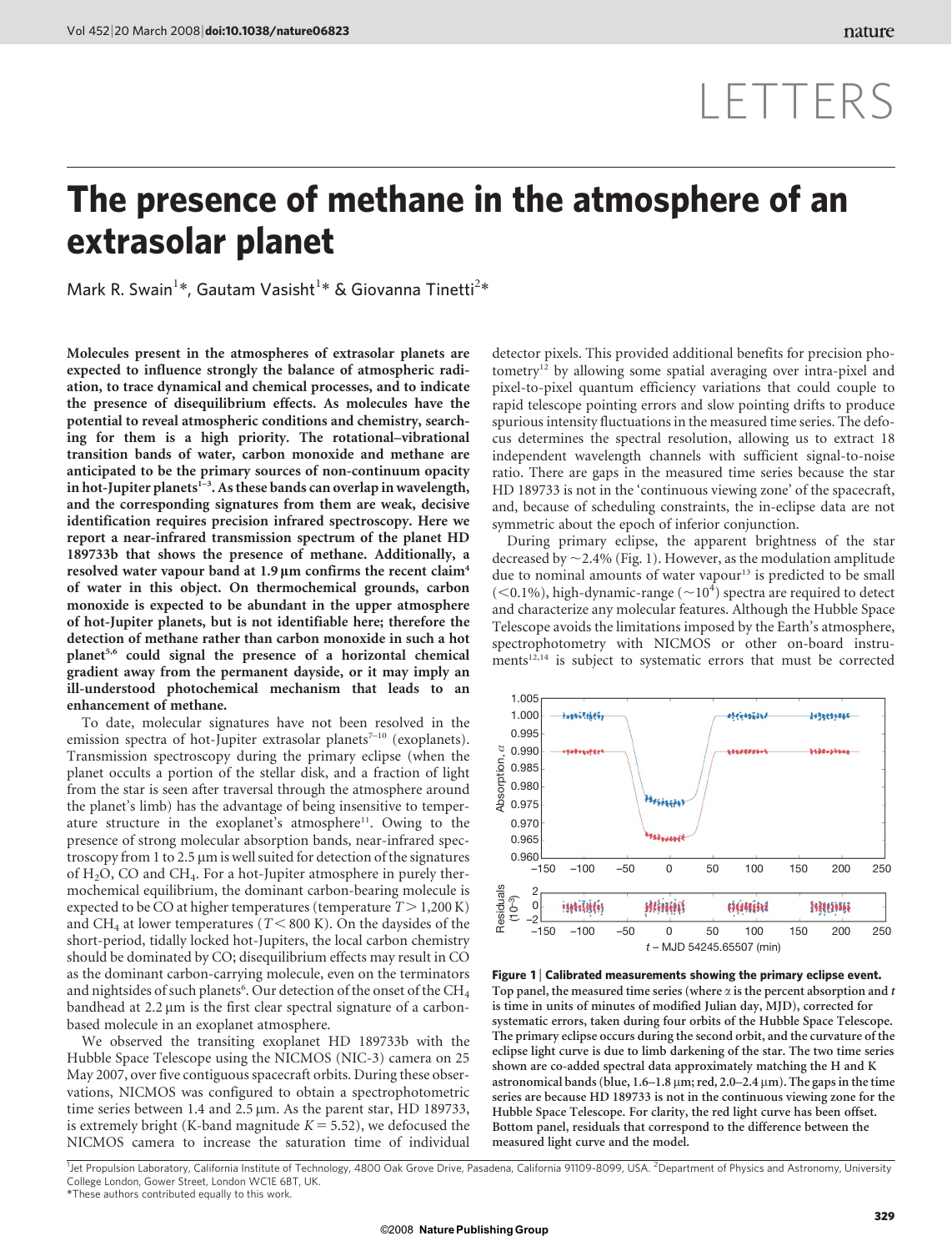LETTERS

# The presence of methane in the atmosphere of an extrasolar planet

Mark R. Swain[1]*, Gautam Vasisht[1]* & Giovanna Tinetti[2]*

**Molecules present in the atmospheres of extrasolar planets are expected to influence strongly the balance of atmospheric radiation, to trace dynamical and chemical processes, and to indicate the presence of disequilibrium effects. As molecules have the potential to reveal atmospheric conditions and chemistry, searching for them is a high priority. The rotational–vibrational transition bands of water, carbon monoxide and methane are anticipated to be the primary sources of non-continuum opacity in hot-Jupiter planets[1–3]. As these bands can overlap in wavelength, and the corresponding signatures from them are weak, decisive identification requires precision infrared spectroscopy. Here we report a near-infrared transmission spectrum of the planet HD 189733b that shows the presence of methane. Additionally, a resolved water vapour band at 1.9 μm confirms the recent claim[4] of water in this object. On thermochemical grounds, carbon monoxide is expected to be abundant in the upper atmosphere of hot-Jupiter planets, but is not identifiable here; therefore the detection of methane rather than carbon monoxide in such a hot planet[5,6] could signal the presence of a horizontal chemical gradient away from the permanent dayside, or it may imply an ill-understood photochemical mechanism that leads to an enhancement of methane.**

To date, molecular signatures have not been resolved in the emission spectra of hot-Jupiter extrasolar planets[7–10] (exoplanets). Transmission spectroscopy during the primary eclipse (when the planet occults a portion of the stellar disk, and a fraction of light from the star is seen after traversal through the atmosphere around the planet's limb) has the advantage of being insensitive to temperature structure in the exoplanet's atmosphere[11]. Owing to the presence of strong molecular absorption bands, near-infrared spectroscopy from 1 to 2.5 μm is well suited for detection of the signatures of $H_2O$, CO and $CH_4$. For a hot-Jupiter atmosphere in purely thermochemical equilibrium, the dominant carbon-bearing molecule is expected to be CO at higher temperatures (temperature $T > 1{,}200$ K) and $CH_4$ at lower temperatures ($T < 800$ K). On the daysides of the short-period, tidally locked hot-Jupiters, the local carbon chemistry should be dominated by CO; disequilibrium effects may result in CO as the dominant carbon-carrying molecule, even on the terminators and nightsides of such planets[6]. Our detection of the onset of the $CH_4$ bandhead at 2.2 μm is the first clear spectral signature of a carbon-based molecule in an exoplanet atmosphere.

We observed the transiting exoplanet HD 189733b with the Hubble Space Telescope using the NICMOS (NIC-3) camera on 25 May 2007, over five contiguous spacecraft orbits. During these observations, NICMOS was configured to obtain a spectrophotometric time series between 1.4 and 2.5 μm. As the parent star, HD 189733, is extremely bright (K-band magnitude $K = 5.52$), we defocused the NICMOS camera to increase the saturation time of individual detector pixels. This provided additional benefits for precision photometry[12] by allowing some spatial averaging over intra-pixel and pixel-to-pixel quantum efficiency variations that could couple to rapid telescope pointing errors and slow pointing drifts to produce spurious intensity fluctuations in the measured time series. The defocus determines the spectral resolution, allowing us to extract 18 independent wavelength channels with sufficient signal-to-noise ratio. There are gaps in the measured time series because the star HD 189733 is not in the 'continuous viewing zone' of the spacecraft, and, because of scheduling constraints, the in-eclipse data are not symmetric about the epoch of inferior conjunction.

During primary eclipse, the apparent brightness of the star decreased by ~2.4% (Fig. 1). However, as the modulation amplitude due to nominal amounts of water vapour[13] is predicted to be small (<0.1%), high-dynamic-range (~$10^4$) spectra are required to detect and characterize any molecular features. Although the Hubble Space Telescope avoids the limitations imposed by the Earth's atmosphere, spectrophotometry with NICMOS or other on-board instruments[12,14] is subject to systematic errors that must be corrected

**Figure 1 | Calibrated measurements showing the primary eclipse event. Top panel, the measured time series (where α is the percent absorption and $t$ is time in units of minutes of modified Julian day, MJD), corrected for systematic errors, taken during four orbits of the Hubble Space Telescope. The primary eclipse occurs during the second orbit, and the curvature of the eclipse light curve is due to limb darkening of the star. The two time series shown are co-added spectral data approximately matching the H and K astronomical bands (blue, 1.6–1.8 μm; red, 2.0–2.4 μm). The gaps in the time series are because HD 189733 is not in the continuous viewing zone for the Hubble Space Telescope. For clarity, the red light curve has been offset. Bottom panel, residuals that correspond to the difference between the measured light curve and the model.**

[1]Jet Propulsion Laboratory, California Institute of Technology, 4800 Oak Grove Drive, Pasadena, California 91109-8099, USA. [2]Department of Physics and Astronomy, University College London, Gower Street, London WC1E 6BT, UK.
*These authors contributed equally to this work.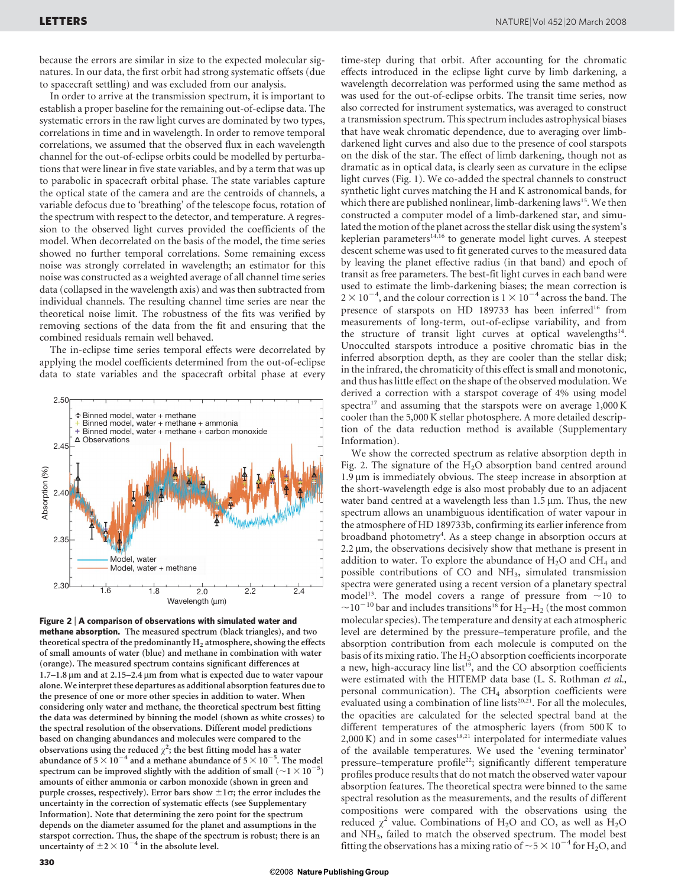because the errors are similar in size to the expected molecular signatures. In our data, the first orbit had strong systematic offsets (due to spacecraft settling) and was excluded from our analysis.

In order to arrive at the transmission spectrum, it is important to establish a proper baseline for the remaining out-of-eclipse data. The systematic errors in the raw light curves are dominated by two types, correlations in time and in wavelength. In order to remove temporal correlations, we assumed that the observed flux in each wavelength channel for the out-of-eclipse orbits could be modelled by perturbations that were linear in five state variables, and by a term that was up to parabolic in spacecraft orbital phase. The state variables capture the optical state of the camera and are the centroids of channels, a variable defocus due to 'breathing' of the telescope focus, rotation of the spectrum with respect to the detector, and temperature. A regression to the observed light curves provided the coefficients of the model. When decorrelated on the basis of the model, the time series showed no further temporal correlations. Some remaining excess noise was strongly correlated in wavelength; an estimator for this noise was constructed as a weighted average of all channel time series data (collapsed in the wavelength axis) and was then subtracted from individual channels. The resulting channel time series are near the theoretical noise limit. The robustness of the fits was verified by removing sections of the data from the fit and ensuring that the combined residuals remain well behaved.

The in-eclipse time series temporal effects were decorrelated by applying the model coefficients determined from the out-of-eclipse data to state variables and the spacecraft orbital phase at every time-step during that orbit. After accounting for the chromatic effects introduced in the eclipse light curve by limb darkening, a wavelength decorrelation was performed using the same method as was used for the out-of-eclipse orbits. The transit time series, now also corrected for instrument systematics, was averaged to construct a transmission spectrum. This spectrum includes astrophysical biases that have weak chromatic dependence, due to averaging over limb-darkened light curves and also due to the presence of cool starspots on the disk of the star. The effect of limb darkening, though not as dramatic as in optical data, is clearly seen as curvature in the eclipse light curves (Fig. 1). We co-added the spectral channels to construct synthetic light curves matching the H and K astronomical bands, for which there are published nonlinear, limb-darkening laws[15]. We then constructed a computer model of a limb-darkened star, and simulated the motion of the planet across the stellar disk using the system's keplerian parameters[14,16] to generate model light curves. A steepest descent scheme was used to fit generated curves to the measured data by leaving the planet effective radius (in that band) and epoch of transit as free parameters. The best-fit light curves in each band were used to estimate the limb-darkening biases; the mean correction is $2 \times 10^{-4}$, and the colour correction is $1 \times 10^{-4}$ across the band. The presence of starspots on HD 189733 has been inferred[16] from measurements of long-term, out-of-eclipse variability, and from the structure of transit light curves at optical wavelengths[14]. Unocculted starspots introduce a positive chromatic bias in the inferred absorption depth, as they are cooler than the stellar disk; in the infrared, the chromaticity of this effect is small and monotonic, and thus has little effect on the shape of the observed modulation. We derived a correction with a starspot coverage of 4% using model spectra[17] and assuming that the starspots were on average 1,000 K cooler than the 5,000 K stellar photosphere. A more detailed description of the data reduction method is available (Supplementary Information).

We show the corrected spectrum as relative absorption depth in Fig. 2. The signature of the $H_2O$ absorption band centred around 1.9 μm is immediately obvious. The steep increase in absorption at the short-wavelength edge is also most probably due to an adjacent water band centred at a wavelength less than 1.5 μm. Thus, the new spectrum allows an unambiguous identification of water vapour in the atmosphere of HD 189733b, confirming its earlier inference from broadband photometry[4]. As a steep change in absorption occurs at 2.2 μm, the observations decisively show that methane is present in addition to water. To explore the abundance of $H_2O$ and $CH_4$ and possible contributions of CO and $NH_3$, simulated transmission spectra were generated using a recent version of a planetary spectral model[13]. The model covers a range of pressure from ~10 to ~$10^{-10}$ bar and includes transitions[18] for $H_2$–$H_2$ (the most common molecular species). The temperature and density at each atmospheric level are determined by the pressure–temperature profile, and the absorption contribution from each molecule is computed on the basis of its mixing ratio. The $H_2O$ absorption coefficients incorporate a new, high-accuracy line list[19], and the CO absorption coefficients were estimated with the HITEMP data base (L. S. Rothman *et al.*, personal communication). The $CH_4$ absorption coefficients were evaluated using a combination of line lists[20,21]. For all the molecules, the opacities are calculated for the selected spectral band at the different temperatures of the atmospheric layers (from 500 K to 2,000 K) and in some cases[18,21] interpolated for intermediate values of the available temperatures. We used the 'evening terminator' pressure–temperature profile[22]; significantly different temperature profiles produce results that do not match the observed water vapour absorption features. The theoretical spectra were binned to the same spectral resolution as the measurements, and the results of different compositions were compared with the observations using the reduced $\chi^2$ value. Combinations of $H_2O$ and CO, as well as $H_2O$ and $NH_3$, failed to match the observed spectrum. The model best fitting the observations has a mixing ratio of ~$5 \times 10^{-4}$ for $H_2O$, and

Binned model, water + methane
Binned model, water + methane + ammonia
Binned model, water + methane + carbon monoxide
Observations
Model, water
Model, water + methane
Absorption (%)
2.50
2.45
2.40
2.35
2.30
1.6
1.8
2.0
2.2
2.4
Wavelength (μm)

**Figure 2 | A comparison of observations with simulated water and methane absorption.** The measured spectrum (black triangles), and two theoretical spectra of the predominantly $H_2$ atmosphere, showing the effects of small amounts of water (blue) and methane in combination with water (orange). The measured spectrum contains significant differences at 1.7–1.8 μm and at 2.15–2.4 μm from what is expected due to water vapour alone. We interpret these departures as additional absorption features due to the presence of one or more other species in addition to water. When considering only water and methane, the theoretical spectrum best fitting the data was determined by binning the model (shown as white crosses) to the spectral resolution of the observations. Different model predictions based on changing abundances and molecules were compared to the observations using the reduced $\chi^2$; the best fitting model has a water abundance of $5 \times 10^{-4}$ and a methane abundance of $5 \times 10^{-5}$. The model spectrum can be improved slightly with the addition of small (~$1 \times 10^{-5}$) amounts of either ammonia or carbon monoxide (shown in green and purple crosses, respectively). Error bars show $\pm 1\sigma$; the error includes the uncertainty in the correction of systematic effects (see Supplementary Information). Note that determining the zero point for the spectrum depends on the diameter assumed for the planet and assumptions in the starspot correction. Thus, the shape of the spectrum is robust; there is an uncertainty of $\pm 2 \times 10^{-4}$ in the absolute level.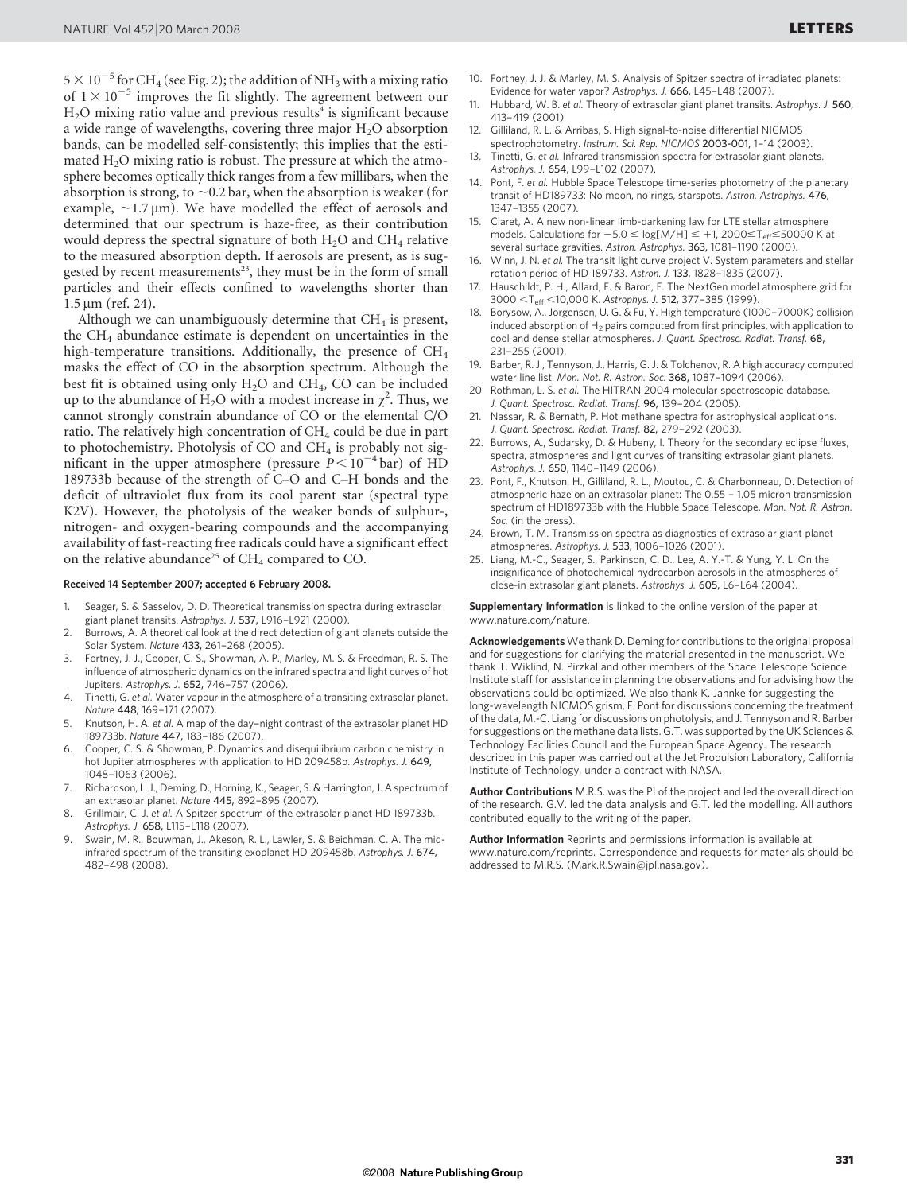$5 \times 10^{-5}$ for $CH_4$ (see Fig. 2); the addition of $NH_3$ with a mixing ratio of $1 \times 10^{-5}$ improves the fit slightly. The agreement between our $H_2O$ mixing ratio value and previous results[4] is significant because a wide range of wavelengths, covering three major $H_2O$ absorption bands, can be modelled self-consistently; this implies that the estimated $H_2O$ mixing ratio is robust. The pressure at which the atmosphere becomes optically thick ranges from a few millibars, when the absorption is strong, to ~0.2 bar, when the absorption is weaker (for example, ~1.7 μm). We have modelled the effect of aerosols and determined that our spectrum is haze-free, as their contribution would depress the spectral signature of both $H_2O$ and $CH_4$ relative to the measured absorption depth. If aerosols are present, as is suggested by recent measurements[23], they must be in the form of small particles and their effects confined to wavelengths shorter than 1.5 μm (ref. 24).

Although we can unambiguously determine that $CH_4$ is present, the $CH_4$ abundance estimate is dependent on uncertainties in the high-temperature transitions. Additionally, the presence of $CH_4$ masks the effect of CO in the absorption spectrum. Although the best fit is obtained using only $H_2O$ and $CH_4$, CO can be included up to the abundance of $H_2O$ with a modest increase in $\chi^2$. Thus, we cannot strongly constrain abundance of CO or the elemental C/O ratio. The relatively high concentration of $CH_4$ could be due in part to photochemistry. Photolysis of CO and $CH_4$ is probably not significant in the upper atmosphere (pressure $P < 10^{-4}$ bar) of HD 189733b because of the strength of C–O and C–H bonds and the deficit of ultraviolet flux from its cool parent star (spectral type K2V). However, the photolysis of the weaker bonds of sulphur-, nitrogen- and oxygen-bearing compounds and the accompanying availability of fast-reacting free radicals could have a significant effect on the relative abundance[25] of $CH_4$ compared to CO.

**Received 14 September 2007; accepted 6 February 2008.**

1. Seager, S. & Sasselov, D. D. Theoretical transmission spectra during extrasolar giant planet transits. *Astrophys. J.* **537,** L916–L921 (2000).
2. Burrows, A. A theoretical look at the direct detection of giant planets outside the Solar System. *Nature* **433,** 261–268 (2005).
3. Fortney, J. J., Cooper, C. S., Showman, A. P., Marley, M. S. & Freedman, R. S. The influence of atmospheric dynamics on the infrared spectra and light curves of hot Jupiters. *Astrophys. J.* **652,** 746–757 (2006).
4. Tinetti, G. *et al.* Water vapour in the atmosphere of a transiting extrasolar planet. *Nature* **448,** 169–171 (2007).
5. Knutson, H. A. *et al.* A map of the day–night contrast of the extrasolar planet HD 189733b. *Nature* **447,** 183–186 (2007).
6. Cooper, C. S. & Showman, A. P. Dynamics and disequilibrium carbon chemistry in hot Jupiter atmospheres with application to HD 209458b. *Astrophys. J.* **649,** 1048–1063 (2006).
7. Richardson, L. J., Deming, D., Horning, K., Seager, S. & Harrington, J. A spectrum of an extrasolar planet. *Nature* **445,** 892–895 (2007).
8. Grillmair, C. J. *et al.* A Spitzer spectrum of the extrasolar planet HD 189733b. *Astrophys. J.* **658,** L115–L118 (2007).
9. Swain, M. R., Bouwman, J., Akeson, R. L., Lawler, S. & Beichman, C. A. The mid-infrared spectrum of the transiting exoplanet HD 209458b. *Astrophys. J.* **674,** 482–498 (2008).
10. Fortney, J. J. & Marley, M. S. Analysis of Spitzer spectra of irradiated planets: Evidence for water vapor? *Astrophys. J.* **666,** L45–L48 (2007).
11. Hubbard, W. B. *et al.* Theory of extrasolar giant planet transits. *Astrophys. J.* **560,** 413–419 (2001).
12. Gilliland, R. L. & Arribas, S. High signal-to-noise differential NICMOS spectrophotometry. *Instrum. Sci. Rep. NICMOS* **2003-001,** 1–14 (2003).
13. Tinetti, G. *et al.* Infrared transmission spectra for extrasolar giant planets. *Astrophys. J.* **654,** L99–L102 (2007).
14. Pont, F. *et al.* Hubble Space Telescope time-series photometry of the planetary transit of HD189733: No moon, no rings, starspots. *Astron. Astrophys.* **476,** 1347–1355 (2007).
15. Claret, A. A new non-linear limb-darkening law for LTE stellar atmosphere models. Calculations for $-5.0 \leq \log[M/H] \leq +1$, $2000 \leq T_{eff} \leq 50000$ K at several surface gravities. *Astron. Astrophys.* **363,** 1081–1190 (2000).
16. Winn, J. N. *et al.* The transit light curve project V. System parameters and stellar rotation period of HD 189733. *Astron. J.* **133,** 1828–1835 (2007).
17. Hauschildt, P. H., Allard, F. & Baron, E. The NextGen model atmosphere grid for $3000 < T_{eff} < 10{,}000$ K. *Astrophys. J.* **512,** 377–385 (1999).
18. Borysow, A., Jorgensen, U. G. & Fu, Y. High temperature (1000–7000K) collision induced absorption of $H_2$ pairs computed from first principles, with application to cool and dense stellar atmospheres. *J. Quant. Spectrosc. Radiat. Transf.* **68,** 231–255 (2001).
19. Barber, R. J., Tennyson, J., Harris, G. J. & Tolchenov, R. A high accuracy computed water line list. *Mon. Not. R. Astron. Soc.* **368,** 1087–1094 (2006).
20. Rothman, L. S. *et al.* The HITRAN 2004 molecular spectroscopic database. *J. Quant. Spectrosc. Radiat. Transf.* **96,** 139–204 (2005).
21. Nassar, R. & Bernath, P. Hot methane spectra for astrophysical applications. *J. Quant. Spectrosc. Radiat. Transf.* **82,** 279–292 (2003).
22. Burrows, A., Sudarsky, D. & Hubeny, I. Theory for the secondary eclipse fluxes, spectra, atmospheres and light curves of transiting extrasolar giant planets. *Astrophys. J.* **650,** 1140–1149 (2006).
23. Pont, F., Knutson, H., Gilliland, R. L., Moutou, C. & Charbonneau, D. Detection of atmospheric haze on an extrasolar planet: The 0.55 – 1.05 micron transmission spectrum of HD189733b with the Hubble Space Telescope. *Mon. Not. R. Astron. Soc.* (in the press).
24. Brown, T. M. Transmission spectra as diagnostics of extrasolar giant planet atmospheres. *Astrophys. J.* **533,** 1006–1026 (2001).
25. Liang, M.-C., Seager, S., Parkinson, C. D., Lee, A. Y.-T. & Yung, Y. L. On the insignificance of photochemical hydrocarbon aerosols in the atmospheres of close-in extrasolar giant planets. *Astrophys. J.* **605,** L6–L64 (2004).

**Supplementary Information** is linked to the online version of the paper at www.nature.com/nature.

**Acknowledgements** We thank D. Deming for contributions to the original proposal and for suggestions for clarifying the material presented in the manuscript. We thank T. Wiklind, N. Pirzkal and other members of the Space Telescope Science Institute staff for assistance in planning the observations and for advising how the observations could be optimized. We also thank K. Jahnke for suggesting the long-wavelength NICMOS grism, F. Pont for discussions concerning the treatment of the data, M.-C. Liang for discussions on photolysis, and J. Tennyson and R. Barber for suggestions on the methane data lists. G.T. was supported by the UK Sciences & Technology Facilities Council and the European Space Agency. The research described in this paper was carried out at the Jet Propulsion Laboratory, California Institute of Technology, under a contract with NASA.

**Author Contributions** M.R.S. was the PI of the project and led the overall direction of the research. G.V. led the data analysis and G.T. led the modelling. All authors contributed equally to the writing of the paper.

**Author Information** Reprints and permissions information is available at www.nature.com/reprints. Correspondence and requests for materials should be addressed to M.R.S. (Mark.R.Swain@jpl.nasa.gov).